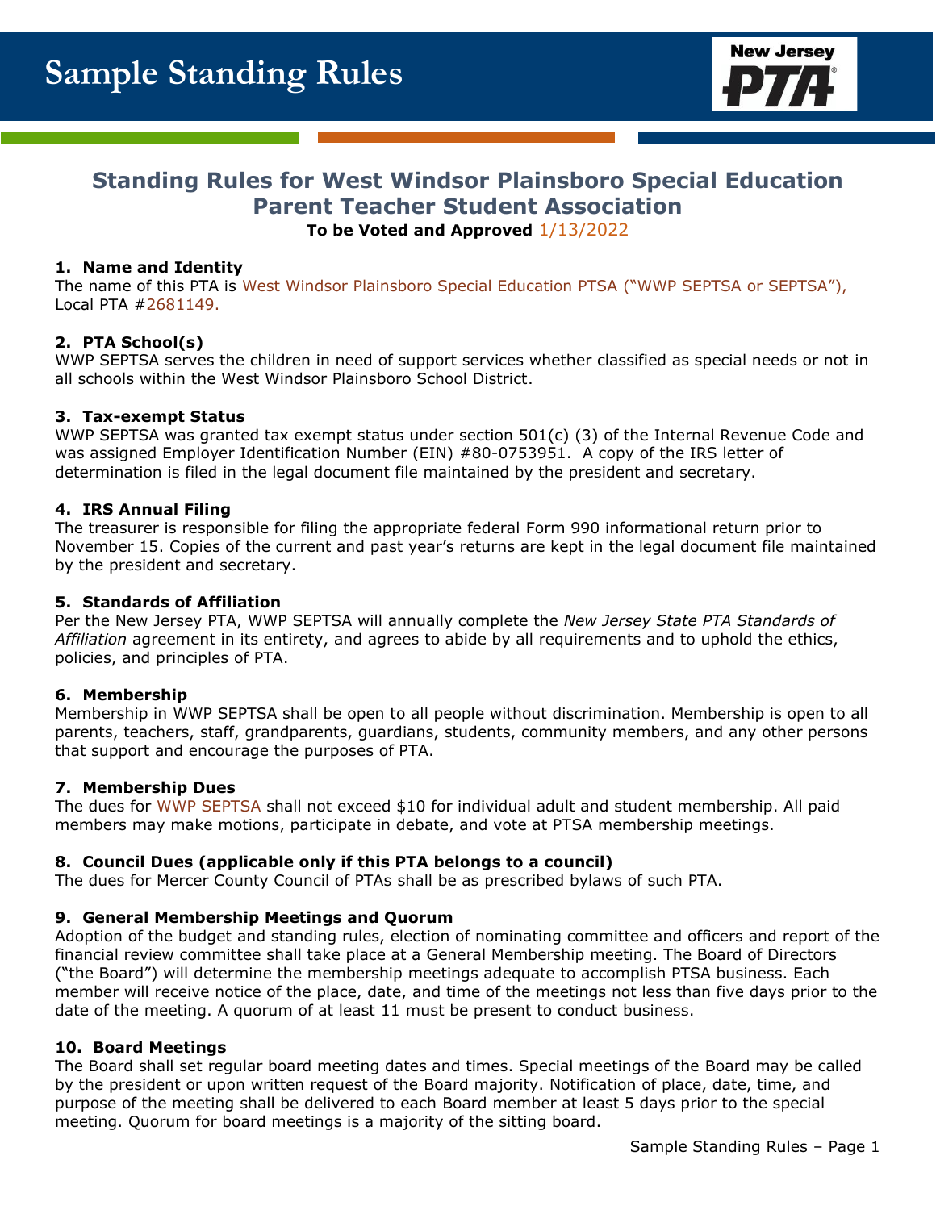# Sample Standing Rules

## Standing Rules for West Windsor Plainsboro Special Education Parent Teacher Student Association

**To be Voted and Approved** 1/13/2022

### 1. Name and Identity

The name of this PTA is West Windsor Plainsboro Special Education PTSA ("WWP SEPTSA or SEPTSA"), Local PTA #2681149.

### 2. PTA School(s)

WWP SEPTSA serves the children in need of support services whether classified as special needs or not in all schools within the West Windsor Plainsboro School District.

### 3. Tax-exempt Status

WWP SEPTSA was granted tax exempt status under section 501(c) (3) of the Internal Revenue Code and was assigned Employer Identification Number (EIN) #80-0753951. A copy of the IRS letter of determination is filed in the legal document file maintained by the president and secretary.

### 4. IRS Annual Filing

The treasurer is responsible for filing the appropriate federal Form 990 informational return prior to November 15. Copies of the current and past year's returns are kept in the legal document file maintained by the president and secretary.

### 5. Standards of Affiliation

Per the New Jersey PTA, WWP SEPTSA will annually complete the *New Jersey State PTA Standards of Affiliation* agreement in its entirety, and agrees to abide by all requirements and to uphold the ethics, policies, and principles of PTA.

### 6. Membership

Membership in WWP SEPTSA shall be open to all people without discrimination. Membership is open to all parents, teachers, staff, grandparents, guardians, students, community members, and any other persons that support and encourage the purposes of PTA.

### 7. Membership Dues

The dues for WWP SEPTSA shall not exceed $10 for individual adult and student membership. All paid members may make motions, participate in debate, and vote at PTSA membership meetings.

### 8. Council Dues (applicable only if this PTA belongs to a council)

The dues for Mercer County Council of PTAs shall be as prescribed bylaws of such PTA.

### 9. General Membership Meetings and Quorum

Adoption of the budget and standing rules, election of nominating committee and officers and report of the financial review committee shall take place at a General Membership meeting. The Board of Directors ("the Board") will determine the membership meetings adequate to accomplish PTSA business. Each member will receive notice of the place, date, and time of the meetings not less than five days prior to the date of the meeting. A quorum of at least 11 must be present to conduct business.

### 10. Board Meetings

The Board shall set regular board meeting dates and times. Special meetings of the Board may be called by the president or upon written request of the Board majority. Notification of place, date, time, and purpose of the meeting shall be delivered to each Board member at least 5 days prior to the special meeting. Quorum for board meetings is a majority of the sitting board.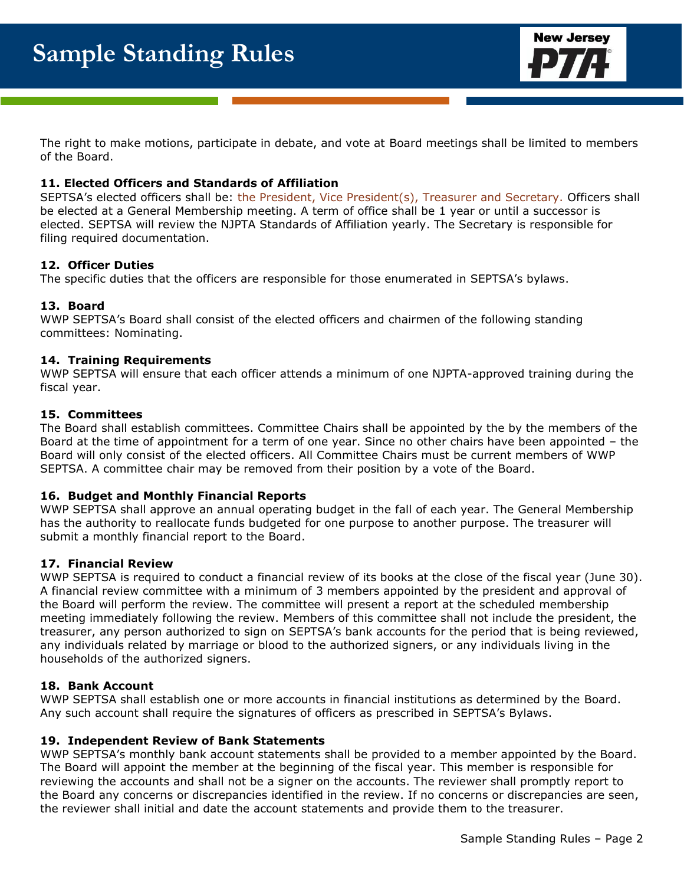The right to make motions, participate in debate, and vote at Board meetings shall be limited to members of the Board.

**11. Elected Officers and Standards of Affiliation**
SEPTSA's elected officers shall be: the President, Vice President(s), Treasurer and Secretary. Officers shall be elected at a General Membership meeting. A term of office shall be 1 year or until a successor is elected. SEPTSA will review the NJPTA Standards of Affiliation yearly. The Secretary is responsible for filing required documentation.

**12. Officer Duties**
The specific duties that the officers are responsible for those enumerated in SEPTSA's bylaws.

**13. Board**
WWP SEPTSA's Board shall consist of the elected officers and chairmen of the following standing committees: Nominating.

**14. Training Requirements**
WWP SEPTSA will ensure that each officer attends a minimum of one NJPTA-approved training during the fiscal year.

**15. Committees**
The Board shall establish committees. Committee Chairs shall be appointed by the by the members of the Board at the time of appointment for a term of one year. Since no other chairs have been appointed – the Board will only consist of the elected officers. All Committee Chairs must be current members of WWP SEPTSA. A committee chair may be removed from their position by a vote of the Board.

**16. Budget and Monthly Financial Reports**
WWP SEPTSA shall approve an annual operating budget in the fall of each year. The General Membership has the authority to reallocate funds budgeted for one purpose to another purpose. The treasurer will submit a monthly financial report to the Board.

**17. Financial Review**
WWP SEPTSA is required to conduct a financial review of its books at the close of the fiscal year (June 30). A financial review committee with a minimum of 3 members appointed by the president and approval of the Board will perform the review. The committee will present a report at the scheduled membership meeting immediately following the review. Members of this committee shall not include the president, the treasurer, any person authorized to sign on SEPTSA's bank accounts for the period that is being reviewed, any individuals related by marriage or blood to the authorized signers, or any individuals living in the households of the authorized signers.

**18. Bank Account**
WWP SEPTSA shall establish one or more accounts in financial institutions as determined by the Board. Any such account shall require the signatures of officers as prescribed in SEPTSA's Bylaws.

**19. Independent Review of Bank Statements**
WWP SEPTSA's monthly bank account statements shall be provided to a member appointed by the Board. The Board will appoint the member at the beginning of the fiscal year. This member is responsible for reviewing the accounts and shall not be a signer on the accounts. The reviewer shall promptly report to the Board any concerns or discrepancies identified in the review. If no concerns or discrepancies are seen, the reviewer shall initial and date the account statements and provide them to the treasurer.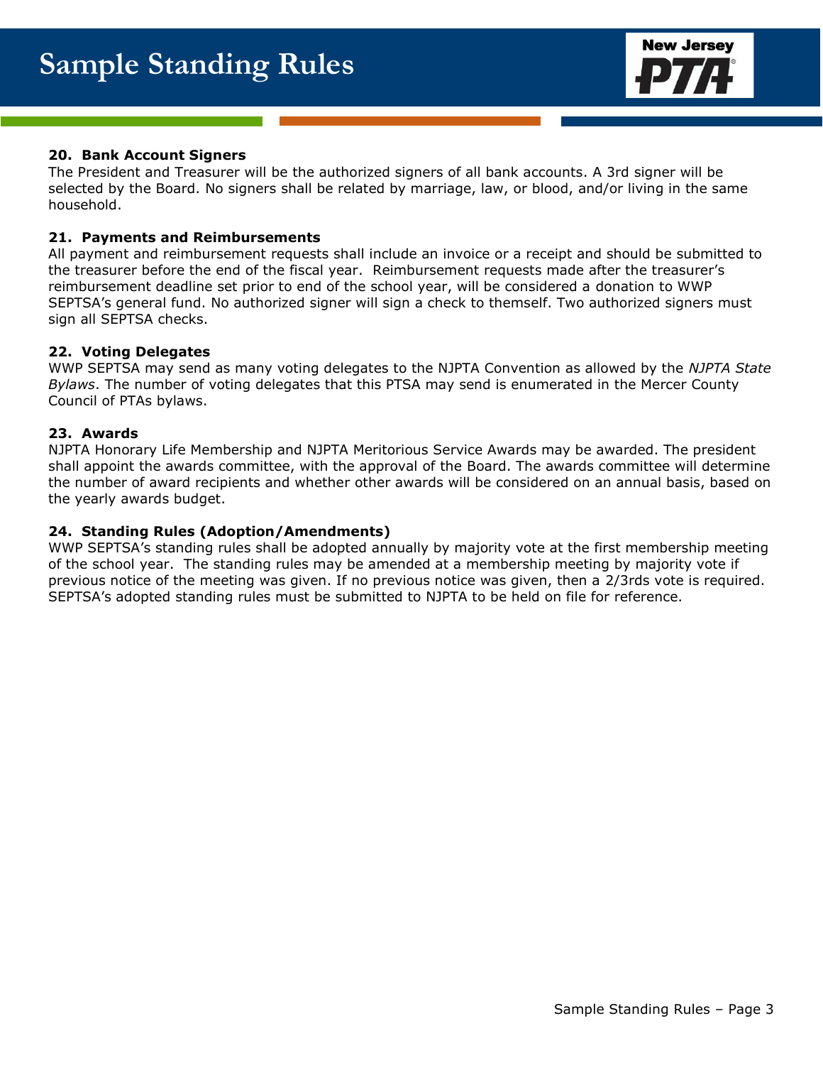# Sample Standing Rules

**20. Bank Account Signers**

The President and Treasurer will be the authorized signers of all bank accounts. A 3rd signer will be selected by the Board. No signers shall be related by marriage, law, or blood, and/or living in the same household.

**21. Payments and Reimbursements**

All payment and reimbursement requests shall include an invoice or a receipt and should be submitted to the treasurer before the end of the fiscal year. Reimbursement requests made after the treasurer's reimbursement deadline set prior to end of the school year, will be considered a donation to WWP SEPTSA's general fund. No authorized signer will sign a check to themself. Two authorized signers must sign all SEPTSA checks.

**22. Voting Delegates**

WWP SEPTSA may send as many voting delegates to the NJPTA Convention as allowed by the *NJPTA State Bylaws*. The number of voting delegates that this PTSA may send is enumerated in the Mercer County Council of PTAs bylaws.

**23. Awards**

NJPTA Honorary Life Membership and NJPTA Meritorious Service Awards may be awarded. The president shall appoint the awards committee, with the approval of the Board. The awards committee will determine the number of award recipients and whether other awards will be considered on an annual basis, based on the yearly awards budget.

**24. Standing Rules (Adoption/Amendments)**

WWP SEPTSA's standing rules shall be adopted annually by majority vote at the first membership meeting of the school year. The standing rules may be amended at a membership meeting by majority vote if previous notice of the meeting was given. If no previous notice was given, then a 2/3rds vote is required. SEPTSA's adopted standing rules must be submitted to NJPTA to be held on file for reference.